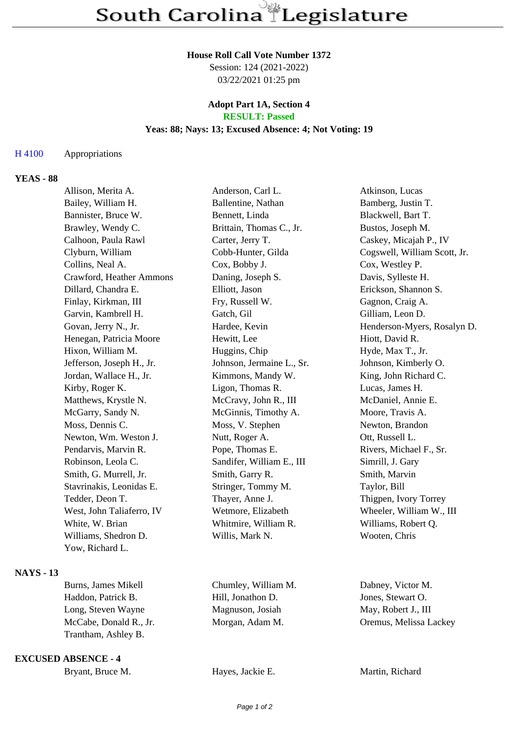# South Carolina Legislature

**House Roll Call Vote Number 1372**
Session: 124 (2021-2022)
03/22/2021 01:25 pm

**Adopt Part 1A, Section 4**
**RESULT: Passed**
**Yeas: 88; Nays: 13; Excused Absence: 4; Not Voting: 19**

H 4100 Appropriations

## YEAS - 88

| | | |
|---|---|---|
| Allison, Merita A. | Anderson, Carl L. | Atkinson, Lucas |
| Bailey, William H. | Ballentine, Nathan | Bamberg, Justin T. |
| Bannister, Bruce W. | Bennett, Linda | Blackwell, Bart T. |
| Brawley, Wendy C. | Brittain, Thomas C., Jr. | Bustos, Joseph M. |
| Calhoon, Paula Rawl | Carter, Jerry T. | Caskey, Micajah P., IV |
| Clyburn, William | Cobb-Hunter, Gilda | Cogswell, William Scott, Jr. |
| Collins, Neal A. | Cox, Bobby J. | Cox, Westley P. |
| Crawford, Heather Ammons | Daning, Joseph S. | Davis, Sylleste H. |
| Dillard, Chandra E. | Elliott, Jason | Erickson, Shannon S. |
| Finlay, Kirkman, III | Fry, Russell W. | Gagnon, Craig A. |
| Garvin, Kambrell H. | Gatch, Gil | Gilliam, Leon D. |
| Govan, Jerry N., Jr. | Hardee, Kevin | Henderson-Myers, Rosalyn D. |
| Henegan, Patricia Moore | Hewitt, Lee | Hiott, David R. |
| Hixon, William M. | Huggins, Chip | Hyde, Max T., Jr. |
| Jefferson, Joseph H., Jr. | Johnson, Jermaine L., Sr. | Johnson, Kimberly O. |
| Jordan, Wallace H., Jr. | Kimmons, Mandy W. | King, John Richard C. |
| Kirby, Roger K. | Ligon, Thomas R. | Lucas, James H. |
| Matthews, Krystle N. | McCravy, John R., III | McDaniel, Annie E. |
| McGarry, Sandy N. | McGinnis, Timothy A. | Moore, Travis A. |
| Moss, Dennis C. | Moss, V. Stephen | Newton, Brandon |
| Newton, Wm. Weston J. | Nutt, Roger A. | Ott, Russell L. |
| Pendarvis, Marvin R. | Pope, Thomas E. | Rivers, Michael F., Sr. |
| Robinson, Leola C. | Sandifer, William E., III | Simrill, J. Gary |
| Smith, G. Murrell, Jr. | Smith, Garry R. | Smith, Marvin |
| Stavrinakis, Leonidas E. | Stringer, Tommy M. | Taylor, Bill |
| Tedder, Deon T. | Thayer, Anne J. | Thigpen, Ivory Torrey |
| West, John Taliaferro, IV | Wetmore, Elizabeth | Wheeler, William W., III |
| White, W. Brian | Whitmire, William R. | Williams, Robert Q. |
| Williams, Shedron D. | Willis, Mark N. | Wooten, Chris |
| Yow, Richard L. | | |

## NAYS - 13

| | | |
|---|---|---|
| Burns, James Mikell | Chumley, William M. | Dabney, Victor M. |
| Haddon, Patrick B. | Hill, Jonathon D. | Jones, Stewart O. |
| Long, Steven Wayne | Magnuson, Josiah | May, Robert J., III |
| McCabe, Donald R., Jr. | Morgan, Adam M. | Oremus, Melissa Lackey |
| Trantham, Ashley B. | | |

## EXCUSED ABSENCE - 4

| | | |
|---|---|---|
| Bryant, Bruce M. | Hayes, Jackie E. | Martin, Richard |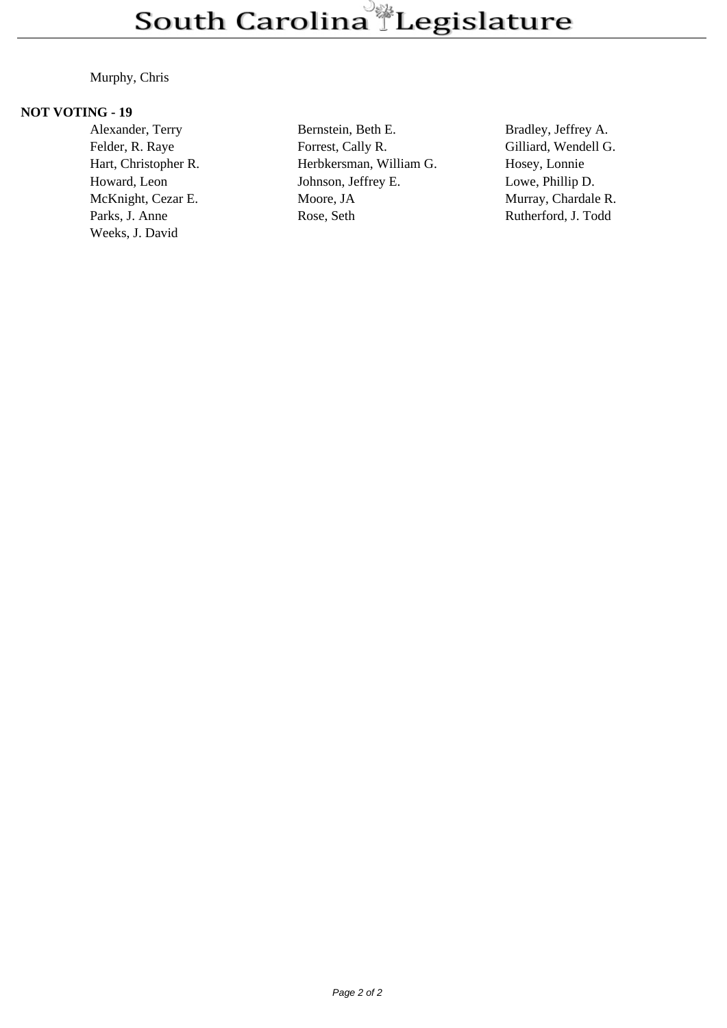Murphy, Chris

**NOT VOTING - 19**

| | | |
|---|---|---|
| Alexander, Terry | Bernstein, Beth E. | Bradley, Jeffrey A. |
| Felder, R. Raye | Forrest, Cally R. | Gilliard, Wendell G. |
| Hart, Christopher R. | Herbkersman, William G. | Hosey, Lonnie |
| Howard, Leon | Johnson, Jeffrey E. | Lowe, Phillip D. |
| McKnight, Cezar E. | Moore, JA | Murray, Chardale R. |
| Parks, J. Anne | Rose, Seth | Rutherford, J. Todd |
| Weeks, J. David | | |